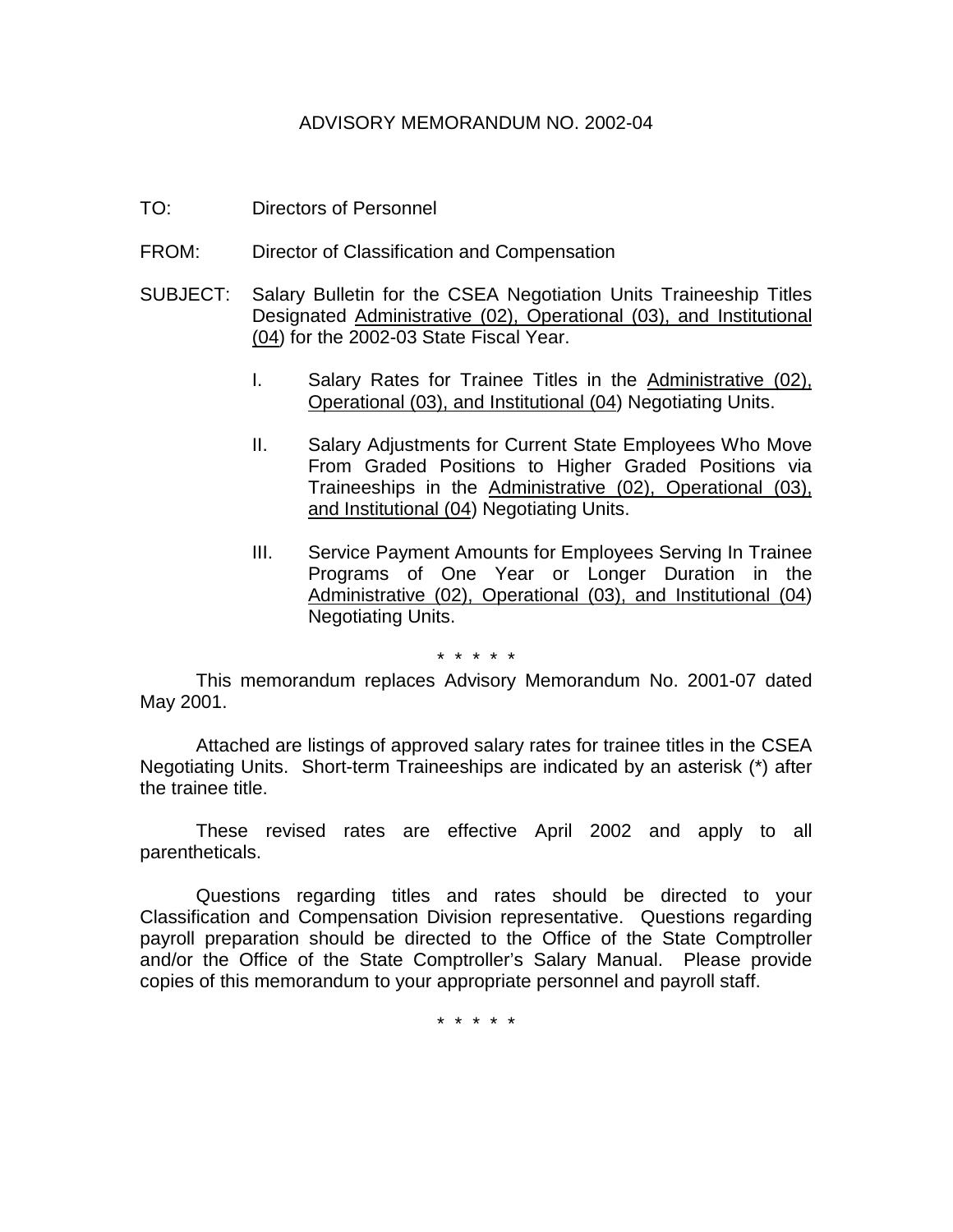# ADVISORY MEMORANDUM NO. 2002-04

TO: Directors of Personnel

FROM: Director of Classification and Compensation

SUBJECT: Salary Bulletin for the CSEA Negotiation Units Traineeship Titles Designated <u>Administrative (02), Operational (03), and Institutional (04</u>) for the 2002-03 State Fiscal Year.

I. Salary Rates for Trainee Titles in the <u>Administrative (02), Operational (03), and Institutional (04</u>) Negotiating Units.

II. Salary Adjustments for Current State Employees Who Move From Graded Positions to Higher Graded Positions via Traineeships in the <u>Administrative (02), Operational (03), and Institutional (04</u>) Negotiating Units.

III. Service Payment Amounts for Employees Serving In Trainee Programs of One Year or Longer Duration in the <u>Administrative (02), Operational (03), and Institutional (04</u>) Negotiating Units.

\* \* \* \* \*

This memorandum replaces Advisory Memorandum No. 2001-07 dated May 2001.

Attached are listings of approved salary rates for trainee titles in the CSEA Negotiating Units. Short-term Traineeships are indicated by an asterisk (*) after the trainee title.

These revised rates are effective April 2002 and apply to all parentheticals.

Questions regarding titles and rates should be directed to your Classification and Compensation Division representative. Questions regarding payroll preparation should be directed to the Office of the State Comptroller and/or the Office of the State Comptroller's Salary Manual. Please provide copies of this memorandum to your appropriate personnel and payroll staff.

\* \* \* \* \*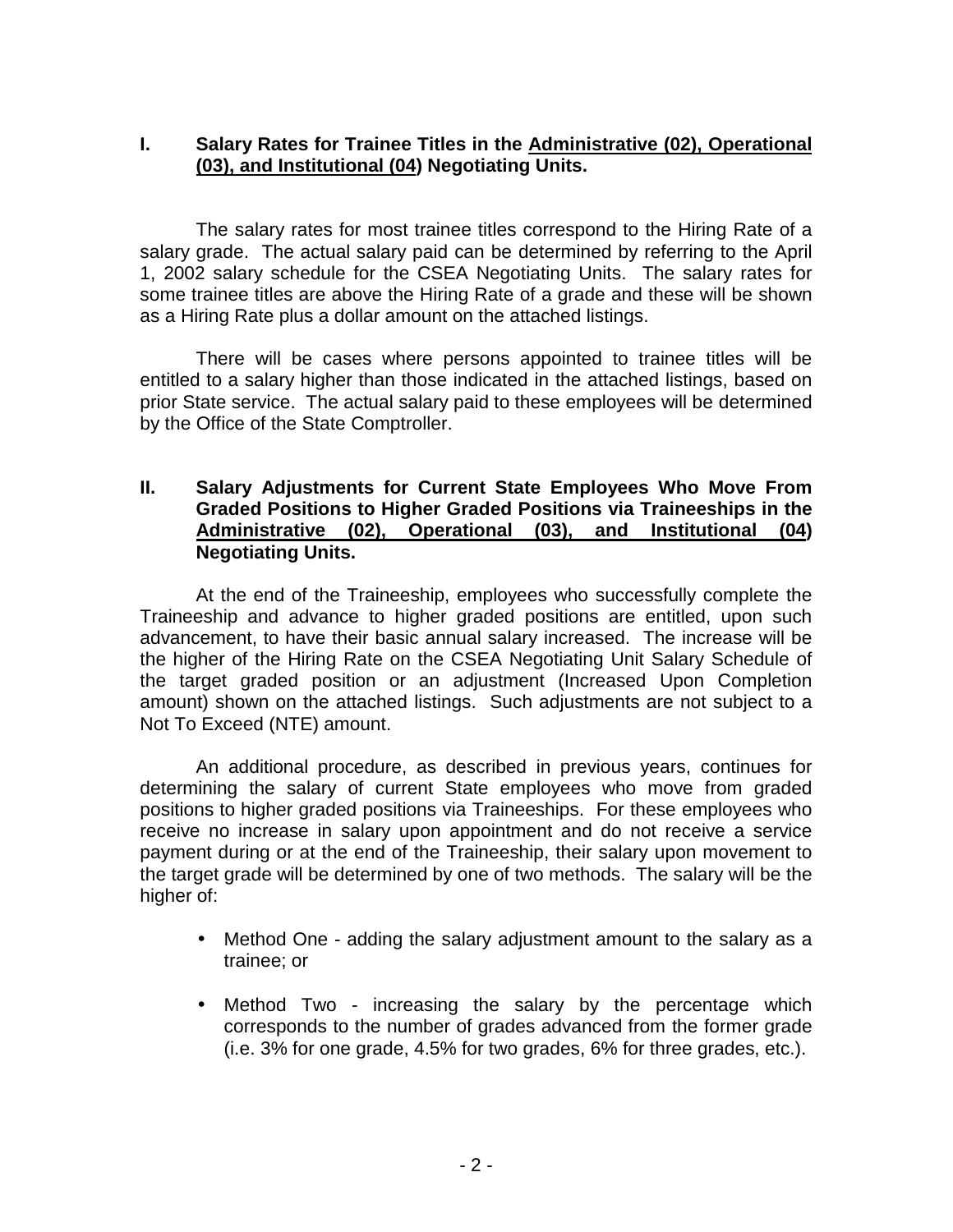## I. Salary Rates for Trainee Titles in the Administrative (02), Operational (03), and Institutional (04) Negotiating Units.

The salary rates for most trainee titles correspond to the Hiring Rate of a salary grade. The actual salary paid can be determined by referring to the April 1, 2002 salary schedule for the CSEA Negotiating Units. The salary rates for some trainee titles are above the Hiring Rate of a grade and these will be shown as a Hiring Rate plus a dollar amount on the attached listings.

There will be cases where persons appointed to trainee titles will be entitled to a salary higher than those indicated in the attached listings, based on prior State service. The actual salary paid to these employees will be determined by the Office of the State Comptroller.

## II. Salary Adjustments for Current State Employees Who Move From Graded Positions to Higher Graded Positions via Traineeships in the Administrative (02), Operational (03), and Institutional (04) Negotiating Units.

At the end of the Traineeship, employees who successfully complete the Traineeship and advance to higher graded positions are entitled, upon such advancement, to have their basic annual salary increased. The increase will be the higher of the Hiring Rate on the CSEA Negotiating Unit Salary Schedule of the target graded position or an adjustment (Increased Upon Completion amount) shown on the attached listings. Such adjustments are not subject to a Not To Exceed (NTE) amount.

An additional procedure, as described in previous years, continues for determining the salary of current State employees who move from graded positions to higher graded positions via Traineeships. For these employees who receive no increase in salary upon appointment and do not receive a service payment during or at the end of the Traineeship, their salary upon movement to the target grade will be determined by one of two methods. The salary will be the higher of:

- Method One - adding the salary adjustment amount to the salary as a trainee; or
- Method Two - increasing the salary by the percentage which corresponds to the number of grades advanced from the former grade (i.e. 3% for one grade, 4.5% for two grades, 6% for three grades, etc.).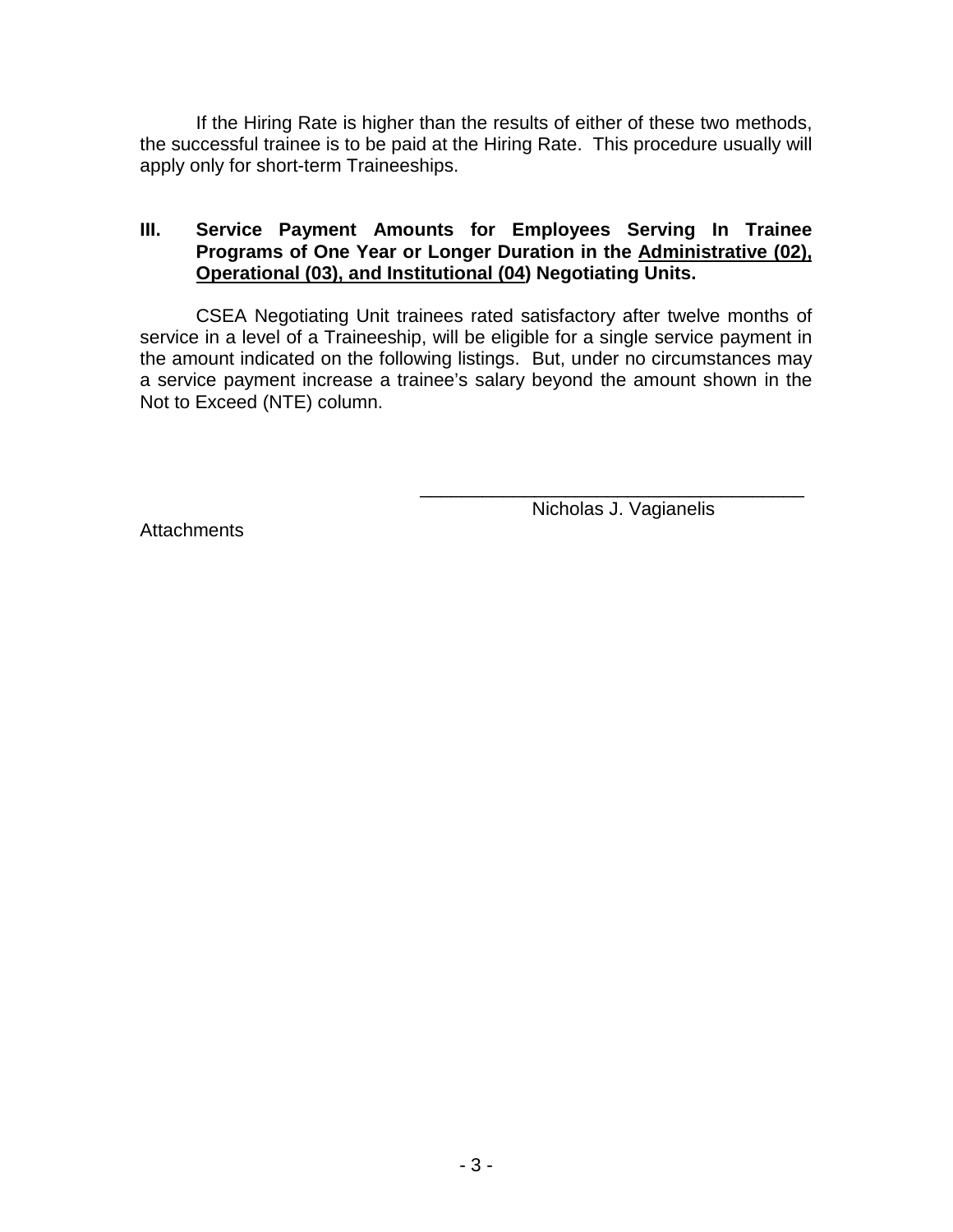If the Hiring Rate is higher than the results of either of these two methods, the successful trainee is to be paid at the Hiring Rate. This procedure usually will apply only for short-term Traineeships.

## III. Service Payment Amounts for Employees Serving In Trainee Programs of One Year or Longer Duration in the Administrative (02), Operational (03), and Institutional (04) Negotiating Units.

CSEA Negotiating Unit trainees rated satisfactory after twelve months of service in a level of a Traineeship, will be eligible for a single service payment in the amount indicated on the following listings. But, under no circumstances may a service payment increase a trainee's salary beyond the amount shown in the Not to Exceed (NTE) column.

\_\_\_\_\_\_\_\_\_\_\_\_\_\_\_\_\_\_\_\_\_\_\_\_\_\_\_\_\_\_\_\_\_\_\_\_\_\_

Nicholas J. Vagianelis

Attachments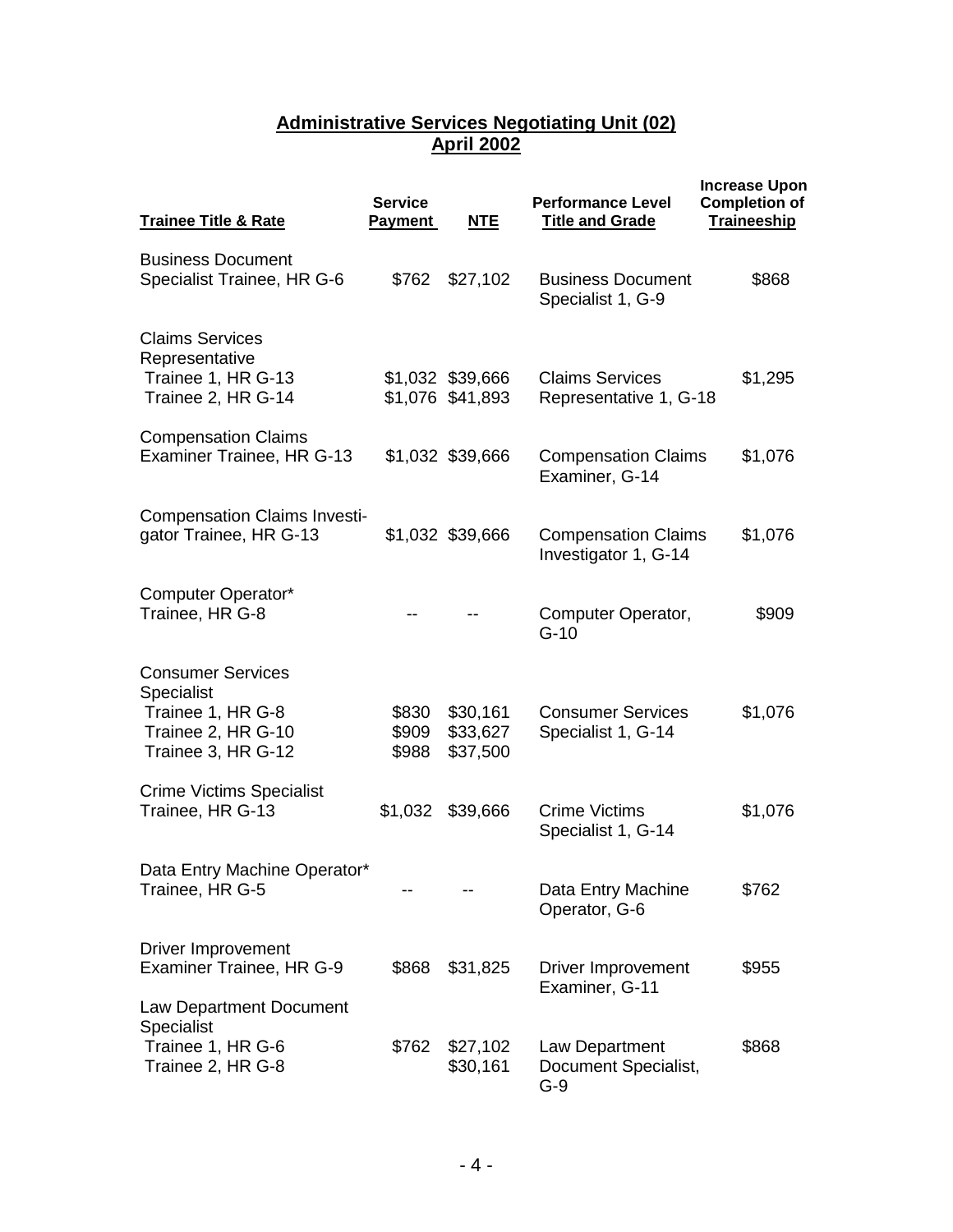## Administrative Services Negotiating Unit (02)
## April 2002

| Trainee Title & Rate | Service Payment | NTE | Performance Level Title and Grade | Increase Upon Completion of Traineeship |
|---|---|---|---|---|
| Business Document Specialist Trainee, HR G-6 | $762 | $27,102 | Business Document Specialist 1, G-9 | $868 |
| Claims Services Representative | | | | |
| Trainee 1, HR G-13 | $1,032 | $39,666 | Claims Services Representative 1, G-18 | $1,295 |
| Trainee 2, HR G-14 | $1,076 | $41,893 | | |
| Compensation Claims Examiner Trainee, HR G-13 | $1,032 | $39,666 | Compensation Claims Examiner, G-14 | $1,076 |
| Compensation Claims Investigator Trainee, HR G-13 | $1,032 | $39,666 | Compensation Claims Investigator 1, G-14 | $1,076 |
| Computer Operator* Trainee, HR G-8 | -- | -- | Computer Operator, G-10 | $909 |
| Consumer Services Specialist | | | | |
| Trainee 1, HR G-8 | $830 | $30,161 | Consumer Services Specialist 1, G-14 | $1,076 |
| Trainee 2, HR G-10 | $909 | $33,627 | | |
| Trainee 3, HR G-12 | $988 | $37,500 | | |
| Crime Victims Specialist Trainee, HR G-13 | $1,032 | $39,666 | Crime Victims Specialist 1, G-14 | $1,076 |
| Data Entry Machine Operator* Trainee, HR G-5 | -- | -- | Data Entry Machine Operator, G-6 | $762 |
| Driver Improvement Examiner Trainee, HR G-9 | $868 | $31,825 | Driver Improvement Examiner, G-11 | $955 |
| Law Department Document Specialist | | | | |
| Trainee 1, HR G-6 | $762 | $27,102 | Law Department Document Specialist, G-9 | $868 |
| Trainee 2, HR G-8 | | $30,161 | | |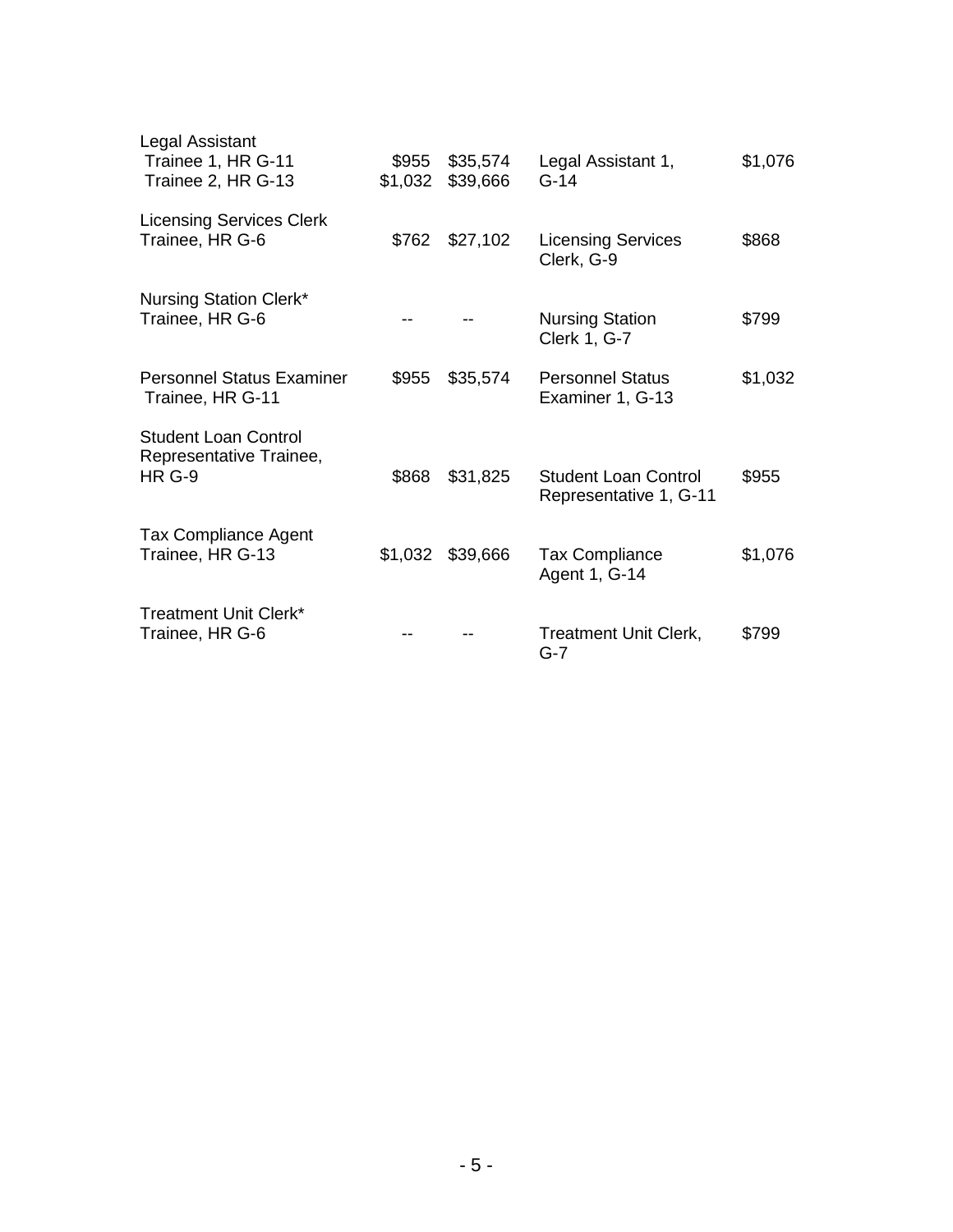| | | | | |
|---|---|---|---|---|
| Legal Assistant<br>Trainee 1, HR G-11<br>Trainee 2, HR G-13 | $955<br>$1,032 | $35,574<br>$39,666 | Legal Assistant 1, G-14 | $1,076 |
| Licensing Services Clerk Trainee, HR G-6 | $762 | $27,102 | Licensing Services Clerk, G-9 | $868 |
| Nursing Station Clerk* Trainee, HR G-6 | -- | -- | Nursing Station Clerk 1, G-7 | $799 |
| Personnel Status Examiner Trainee, HR G-11 | $955 | $35,574 | Personnel Status Examiner 1, G-13 | $1,032 |
| Student Loan Control Representative Trainee, HR G-9 | $868 | $31,825 | Student Loan Control Representative 1, G-11 | $955 |
| Tax Compliance Agent Trainee, HR G-13 | $1,032 | $39,666 | Tax Compliance Agent 1, G-14 | $1,076 |
| Treatment Unit Clerk* Trainee, HR G-6 | -- | -- | Treatment Unit Clerk, G-7 | $799 |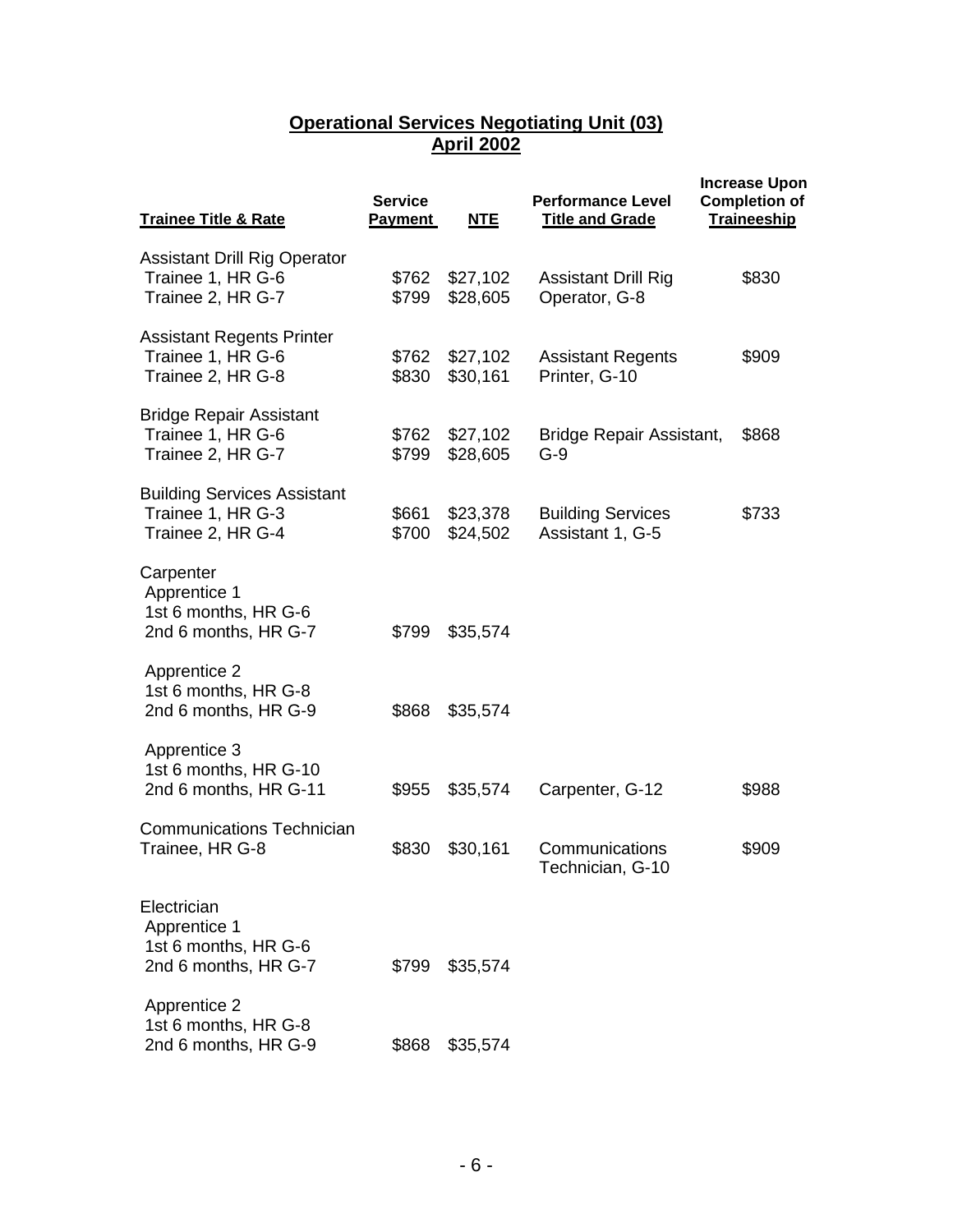## Operational Services Negotiating Unit (03)
## April 2002

| Trainee Title & Rate | Service Payment | NTE | Performance Level Title and Grade | Increase Upon Completion of Traineeship |
|---|---|---|---|---|
| Assistant Drill Rig Operator | | | | |
| Trainee 1, HR G-6 | $762 | $27,102 | Assistant Drill Rig | $830 |
| Trainee 2, HR G-7 | $799 | $28,605 | Operator, G-8 | |
| Assistant Regents Printer | | | | |
| Trainee 1, HR G-6 | $762 | $27,102 | Assistant Regents | $909 |
| Trainee 2, HR G-8 | $830 | $30,161 | Printer, G-10 | |
| Bridge Repair Assistant | | | | |
| Trainee 1, HR G-6 | $762 | $27,102 | Bridge Repair Assistant, | $868 |
| Trainee 2, HR G-7 | $799 | $28,605 | G-9 | |
| Building Services Assistant | | | | |
| Trainee 1, HR G-3 | $661 | $23,378 | Building Services | $733 |
| Trainee 2, HR G-4 | $700 | $24,502 | Assistant 1, G-5 | |
| Carpenter | | | | |
| Apprentice 1 | | | | |
| 1st 6 months, HR G-6 | | | | |
| 2nd 6 months, HR G-7 | $799 | $35,574 | | |
| Apprentice 2 | | | | |
| 1st 6 months, HR G-8 | | | | |
| 2nd 6 months, HR G-9 | $868 | $35,574 | | |
| Apprentice 3 | | | | |
| 1st 6 months, HR G-10 | | | | |
| 2nd 6 months, HR G-11 | $955 | $35,574 | Carpenter, G-12 | $988 |
| Communications Technician | | | | |
| Trainee, HR G-8 | $830 | $30,161 | Communications Technician, G-10 | $909 |
| Electrician | | | | |
| Apprentice 1 | | | | |
| 1st 6 months, HR G-6 | | | | |
| 2nd 6 months, HR G-7 | $799 | $35,574 | | |
| Apprentice 2 | | | | |
| 1st 6 months, HR G-8 | | | | |
| 2nd 6 months, HR G-9 | $868 | $35,574 | | |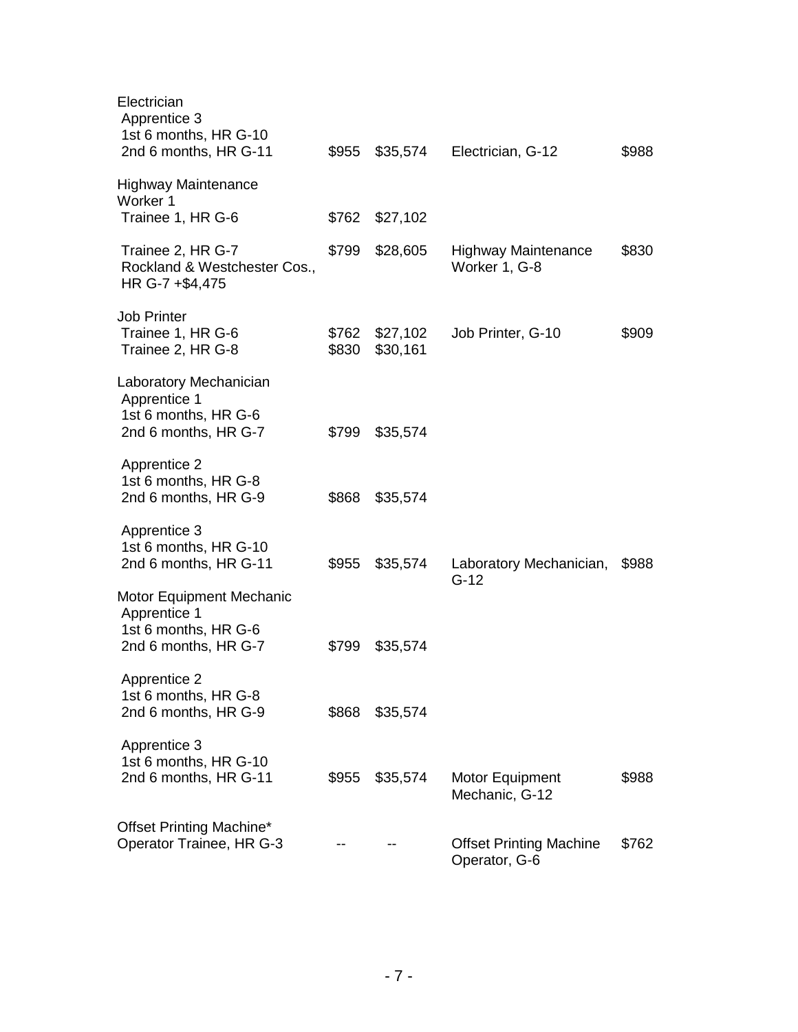| | | | | |
|---|---|---|---|---|
| Electrician | | | | |
| Apprentice 3 | | | | |
| 1st 6 months, HR G-10 | | | | |
| 2nd 6 months, HR G-11 | $955 | $35,574 | Electrician, G-12 | $988 |
| Highway Maintenance Worker 1 | | | | |
| Trainee 1, HR G-6 | $762 | $27,102 | | |
| Trainee 2, HR G-7<br>Rockland & Westchester Cos., HR G-7 +$4,475 | $799 | $28,605 | Highway Maintenance Worker 1, G-8 | $830 |
| Job Printer | | | | |
| Trainee 1, HR G-6 | $762 | $27,102 | Job Printer, G-10 | $909 |
| Trainee 2, HR G-8 | $830 | $30,161 | | |
| Laboratory Mechanician | | | | |
| Apprentice 1 | | | | |
| 1st 6 months, HR G-6 | | | | |
| 2nd 6 months, HR G-7 | $799 | $35,574 | | |
| Apprentice 2 | | | | |
| 1st 6 months, HR G-8 | | | | |
| 2nd 6 months, HR G-9 | $868 | $35,574 | | |
| Apprentice 3 | | | | |
| 1st 6 months, HR G-10 | | | | |
| 2nd 6 months, HR G-11 | $955 | $35,574 | Laboratory Mechanician, G-12 | $988 |
| Motor Equipment Mechanic | | | | |
| Apprentice 1 | | | | |
| 1st 6 months, HR G-6 | | | | |
| 2nd 6 months, HR G-7 | $799 | $35,574 | | |
| Apprentice 2 | | | | |
| 1st 6 months, HR G-8 | | | | |
| 2nd 6 months, HR G-9 | $868 | $35,574 | | |
| Apprentice 3 | | | | |
| 1st 6 months, HR G-10 | | | | |
| 2nd 6 months, HR G-11 | $955 | $35,574 | Motor Equipment Mechanic, G-12 | $988 |
| Offset Printing Machine* Operator Trainee, HR G-3 | -- | -- | Offset Printing Machine Operator, G-6 | $762 |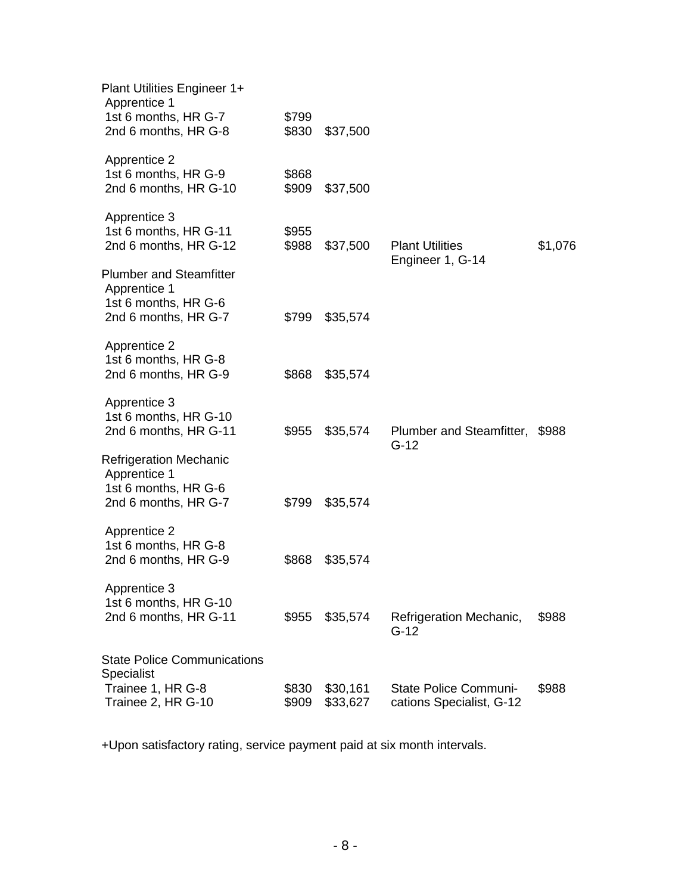| Title | | | | |
|---|---|---|---|---|
| **Plant Utilities Engineer 1+** | | | | |
| Apprentice 1 | | | | |
| 1st 6 months, HR G-7 | $799 | | | |
| 2nd 6 months, HR G-8 | $830 | $37,500 | | |
| Apprentice 2 | | | | |
| 1st 6 months, HR G-9 | $868 | | | |
| 2nd 6 months, HR G-10 | $909 | $37,500 | | |
| Apprentice 3 | | | | |
| 1st 6 months, HR G-11 | $955 | | | |
| 2nd 6 months, HR G-12 | $988 | $37,500 | Plant Utilities Engineer 1, G-14 | $1,076 |
| **Plumber and Steamfitter** | | | | |
| Apprentice 1 | | | | |
| 1st 6 months, HR G-6 | | | | |
| 2nd 6 months, HR G-7 | $799 | $35,574 | | |
| Apprentice 2 | | | | |
| 1st 6 months, HR G-8 | | | | |
| 2nd 6 months, HR G-9 | $868 | $35,574 | | |
| Apprentice 3 | | | | |
| 1st 6 months, HR G-10 | | | | |
| 2nd 6 months, HR G-11 | $955 | $35,574 | Plumber and Steamfitter, G-12 | $988 |
| **Refrigeration Mechanic** | | | | |
| Apprentice 1 | | | | |
| 1st 6 months, HR G-6 | | | | |
| 2nd 6 months, HR G-7 | $799 | $35,574 | | |
| Apprentice 2 | | | | |
| 1st 6 months, HR G-8 | | | | |
| 2nd 6 months, HR G-9 | $868 | $35,574 | | |
| Apprentice 3 | | | | |
| 1st 6 months, HR G-10 | | | | |
| 2nd 6 months, HR G-11 | $955 | $35,574 | Refrigeration Mechanic, G-12 | $988 |
| **State Police Communications Specialist** | | | | |
| Trainee 1, HR G-8 | $830 | $30,161 | State Police Communications Specialist, G-12 | $988 |
| Trainee 2, HR G-10 | $909 | $33,627 | | |

+Upon satisfactory rating, service payment paid at six month intervals.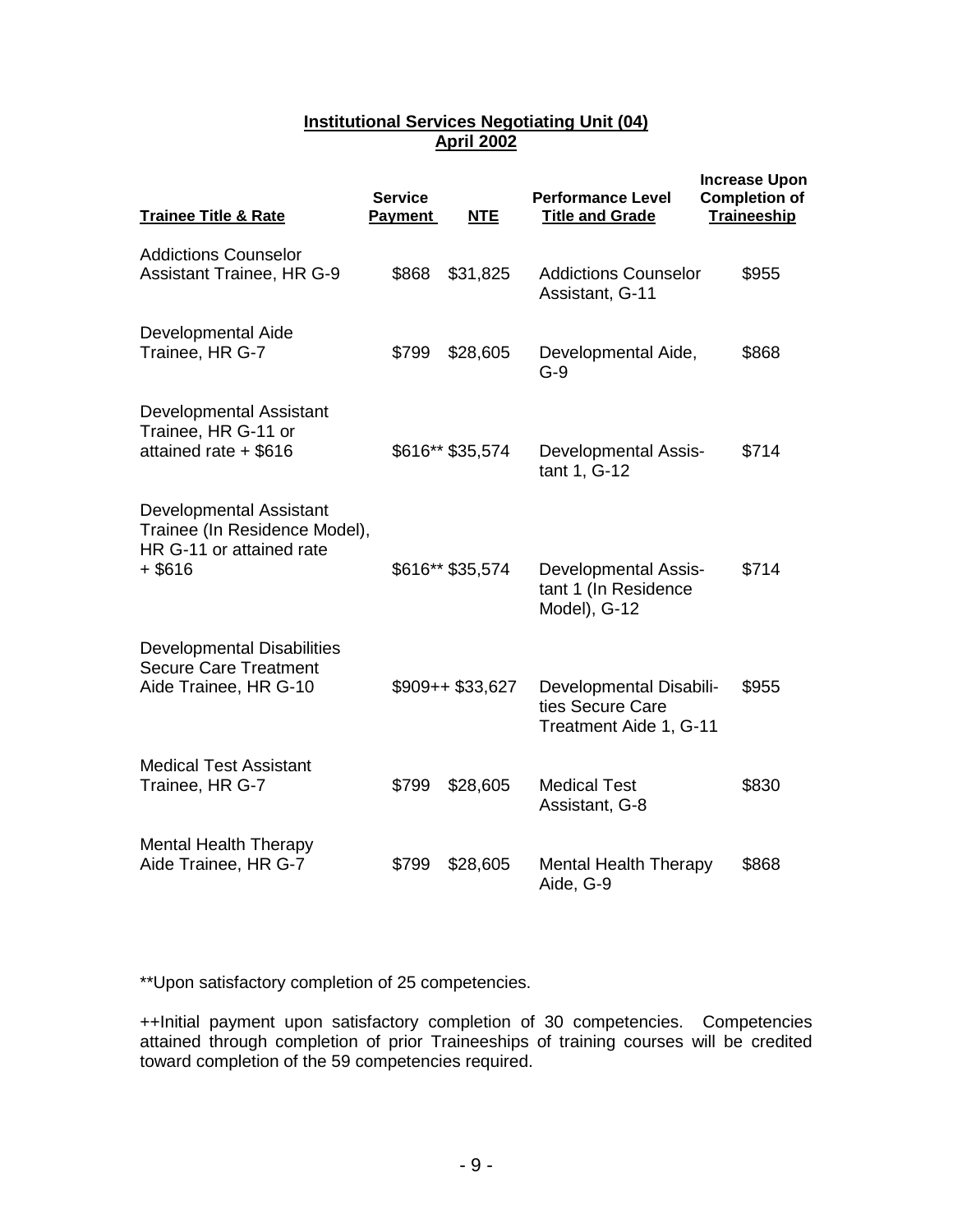**Institutional Services Negotiating Unit (04)**
**April 2002**

| Trainee Title & Rate | Service Payment | NTE | Performance Level Title and Grade | Increase Upon Completion of Traineeship |
|---|---|---|---|---|
| Addictions Counselor Assistant Trainee, HR G-9 | $868 | $31,825 | Addictions Counselor Assistant, G-11 | $955 |
| Developmental Aide Trainee, HR G-7 | $799 | $28,605 | Developmental Aide, G-9 | $868 |
| Developmental Assistant Trainee, HR G-11 or attained rate + $616 | $616** | $35,574 | Developmental Assistant 1, G-12 | $714 |
| Developmental Assistant Trainee (In Residence Model), HR G-11 or attained rate + $616 | $616** | $35,574 | Developmental Assistant 1 (In Residence Model), G-12 | $714 |
| Developmental Disabilities Secure Care Treatment Aide Trainee, HR G-10 | $909++ | $33,627 | Developmental Disabilities Secure Care Treatment Aide 1, G-11 | $955 |
| Medical Test Assistant Trainee, HR G-7 | $799 | $28,605 | Medical Test Assistant, G-8 | $830 |
| Mental Health Therapy Aide Trainee, HR G-7 | $799 | $28,605 | Mental Health Therapy Aide, G-9 | $868 |

**Upon satisfactory completion of 25 competencies.

++Initial payment upon satisfactory completion of 30 competencies. Competencies attained through completion of prior Traineeships of training courses will be credited toward completion of the 59 competencies required.